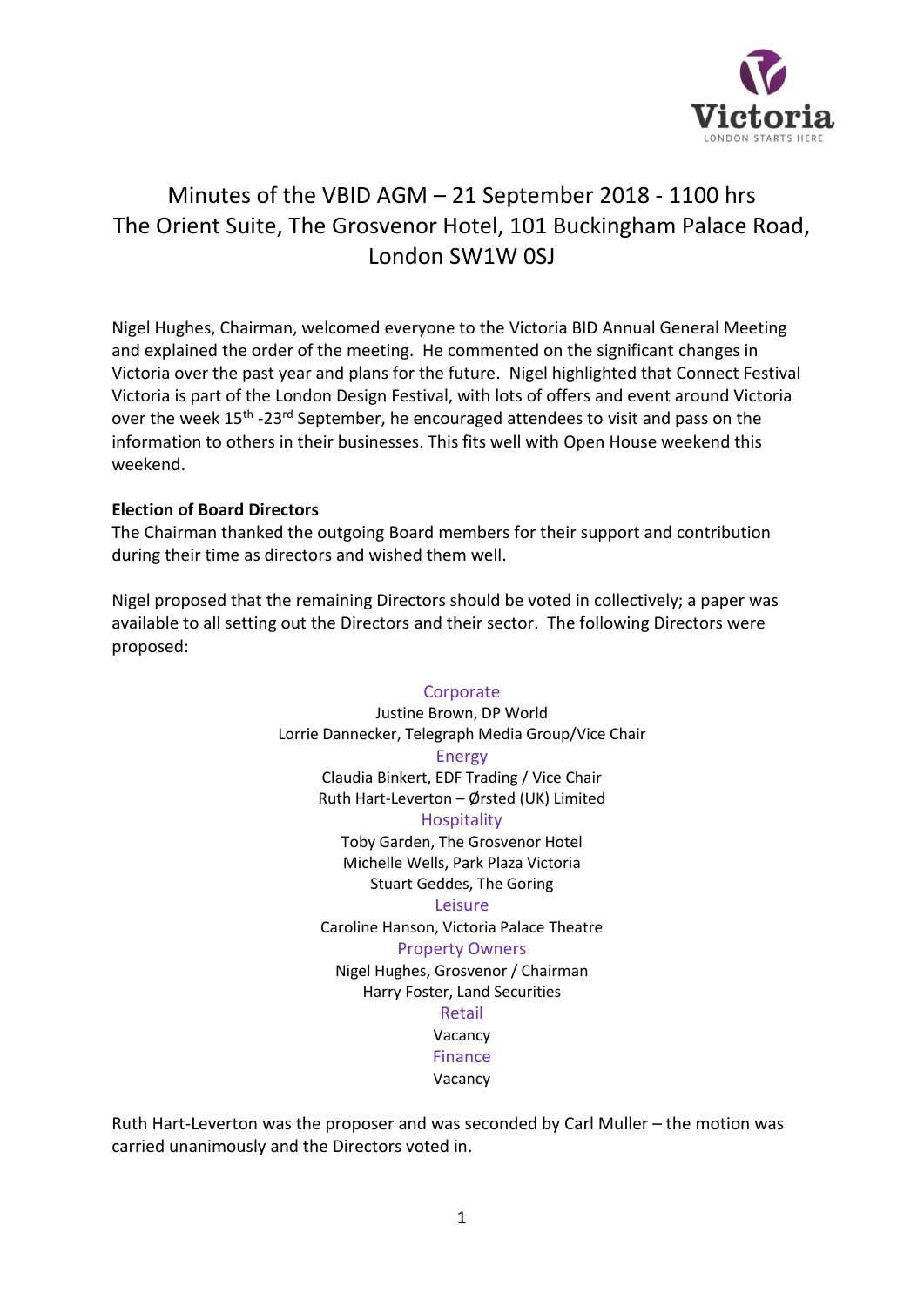# Minutes of the VBID AGM – 21 September 2018 - 1100 hrs
# The Orient Suite, The Grosvenor Hotel, 101 Buckingham Palace Road, London SW1W 0SJ

Nigel Hughes, Chairman, welcomed everyone to the Victoria BID Annual General Meeting and explained the order of the meeting. He commented on the significant changes in Victoria over the past year and plans for the future. Nigel highlighted that Connect Festival Victoria is part of the London Design Festival, with lots of offers and event around Victoria over the week 15th -23rd September, he encouraged attendees to visit and pass on the information to others in their businesses. This fits well with Open House weekend this weekend.

**Election of Board Directors**

The Chairman thanked the outgoing Board members for their support and contribution during their time as directors and wished them well.

Nigel proposed that the remaining Directors should be voted in collectively; a paper was available to all setting out the Directors and their sector. The following Directors were proposed:

**Corporate**

Justine Brown, DP World
Lorrie Dannecker, Telegraph Media Group/Vice Chair

**Energy**

Claudia Binkert, EDF Trading / Vice Chair
Ruth Hart-Leverton – Ørsted (UK) Limited

**Hospitality**

Toby Garden, The Grosvenor Hotel
Michelle Wells, Park Plaza Victoria
Stuart Geddes, The Goring

**Leisure**

Caroline Hanson, Victoria Palace Theatre

**Property Owners**

Nigel Hughes, Grosvenor / Chairman
Harry Foster, Land Securities

**Retail**

Vacancy

**Finance**

Vacancy

Ruth Hart-Leverton was the proposer and was seconded by Carl Muller – the motion was carried unanimously and the Directors voted in.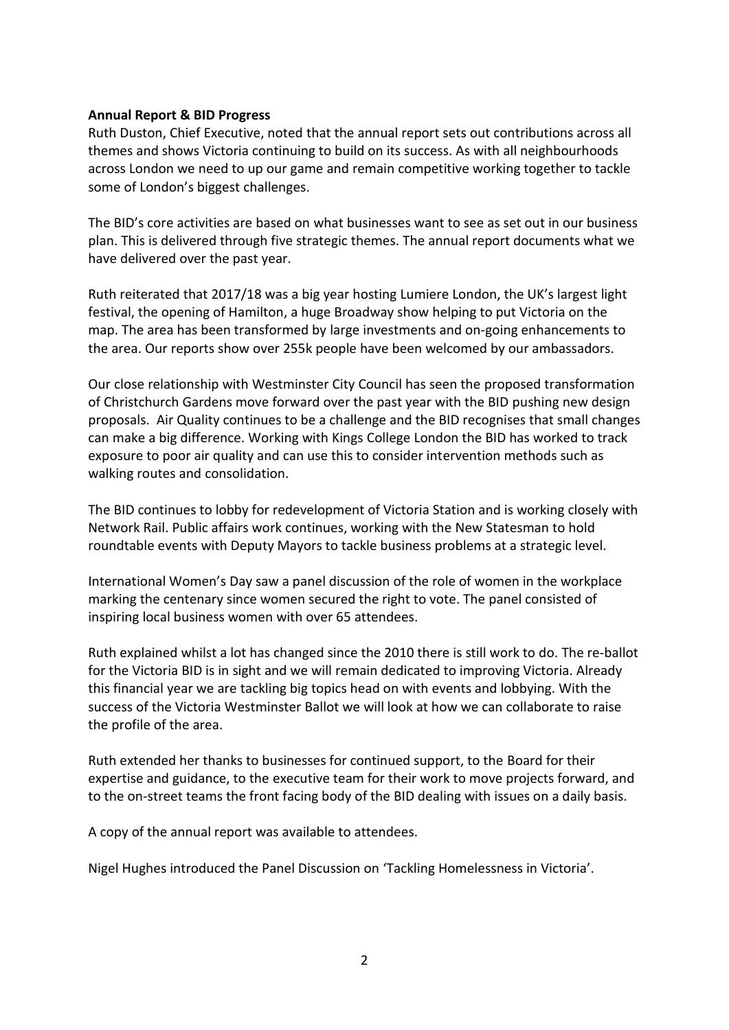**Annual Report & BID Progress**

Ruth Duston, Chief Executive, noted that the annual report sets out contributions across all themes and shows Victoria continuing to build on its success. As with all neighbourhoods across London we need to up our game and remain competitive working together to tackle some of London's biggest challenges.

The BID's core activities are based on what businesses want to see as set out in our business plan. This is delivered through five strategic themes. The annual report documents what we have delivered over the past year.

Ruth reiterated that 2017/18 was a big year hosting Lumiere London, the UK's largest light festival, the opening of Hamilton, a huge Broadway show helping to put Victoria on the map. The area has been transformed by large investments and on-going enhancements to the area. Our reports show over 255k people have been welcomed by our ambassadors.

Our close relationship with Westminster City Council has seen the proposed transformation of Christchurch Gardens move forward over the past year with the BID pushing new design proposals. Air Quality continues to be a challenge and the BID recognises that small changes can make a big difference. Working with Kings College London the BID has worked to track exposure to poor air quality and can use this to consider intervention methods such as walking routes and consolidation.

The BID continues to lobby for redevelopment of Victoria Station and is working closely with Network Rail. Public affairs work continues, working with the New Statesman to hold roundtable events with Deputy Mayors to tackle business problems at a strategic level.

International Women's Day saw a panel discussion of the role of women in the workplace marking the centenary since women secured the right to vote. The panel consisted of inspiring local business women with over 65 attendees.

Ruth explained whilst a lot has changed since the 2010 there is still work to do. The re-ballot for the Victoria BID is in sight and we will remain dedicated to improving Victoria. Already this financial year we are tackling big topics head on with events and lobbying. With the success of the Victoria Westminster Ballot we will look at how we can collaborate to raise the profile of the area.

Ruth extended her thanks to businesses for continued support, to the Board for their expertise and guidance, to the executive team for their work to move projects forward, and to the on-street teams the front facing body of the BID dealing with issues on a daily basis.

A copy of the annual report was available to attendees.

Nigel Hughes introduced the Panel Discussion on 'Tackling Homelessness in Victoria'.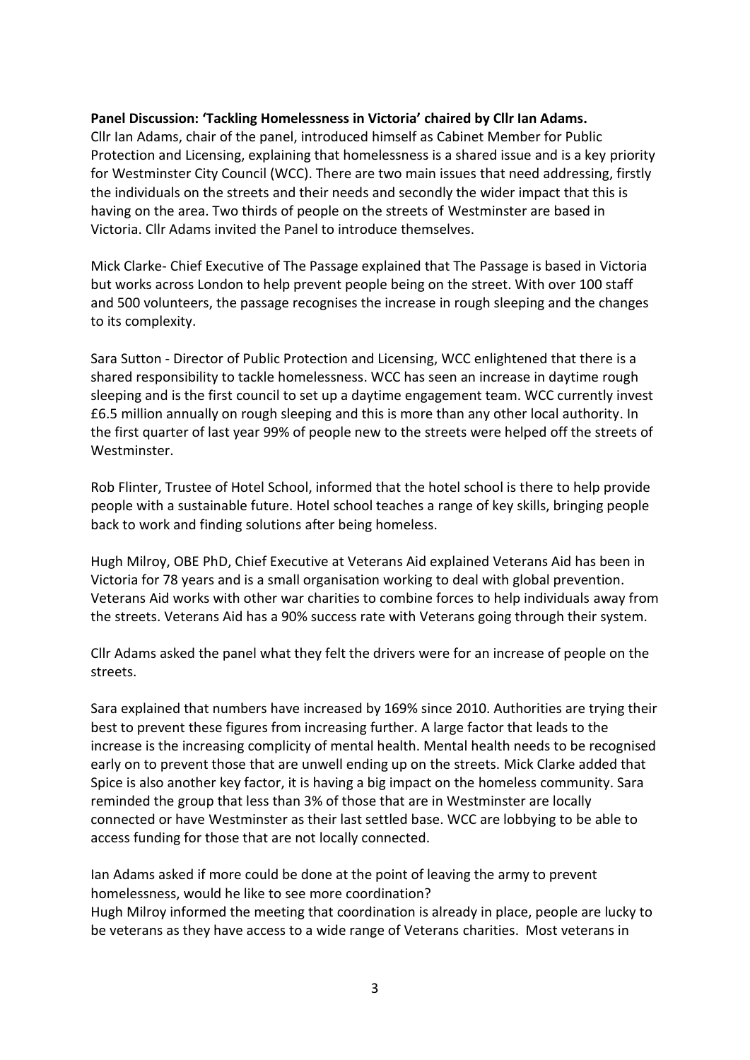**Panel Discussion: 'Tackling Homelessness in Victoria' chaired by Cllr Ian Adams.**

Cllr Ian Adams, chair of the panel, introduced himself as Cabinet Member for Public Protection and Licensing, explaining that homelessness is a shared issue and is a key priority for Westminster City Council (WCC). There are two main issues that need addressing, firstly the individuals on the streets and their needs and secondly the wider impact that this is having on the area. Two thirds of people on the streets of Westminster are based in Victoria. Cllr Adams invited the Panel to introduce themselves.

Mick Clarke- Chief Executive of The Passage explained that The Passage is based in Victoria but works across London to help prevent people being on the street. With over 100 staff and 500 volunteers, the passage recognises the increase in rough sleeping and the changes to its complexity.

Sara Sutton - Director of Public Protection and Licensing, WCC enlightened that there is a shared responsibility to tackle homelessness. WCC has seen an increase in daytime rough sleeping and is the first council to set up a daytime engagement team. WCC currently invest £6.5 million annually on rough sleeping and this is more than any other local authority. In the first quarter of last year 99% of people new to the streets were helped off the streets of Westminster.

Rob Flinter, Trustee of Hotel School, informed that the hotel school is there to help provide people with a sustainable future. Hotel school teaches a range of key skills, bringing people back to work and finding solutions after being homeless.

Hugh Milroy, OBE PhD, Chief Executive at Veterans Aid explained Veterans Aid has been in Victoria for 78 years and is a small organisation working to deal with global prevention. Veterans Aid works with other war charities to combine forces to help individuals away from the streets. Veterans Aid has a 90% success rate with Veterans going through their system.

Cllr Adams asked the panel what they felt the drivers were for an increase of people on the streets.

Sara explained that numbers have increased by 169% since 2010. Authorities are trying their best to prevent these figures from increasing further. A large factor that leads to the increase is the increasing complicity of mental health. Mental health needs to be recognised early on to prevent those that are unwell ending up on the streets. Mick Clarke added that Spice is also another key factor, it is having a big impact on the homeless community. Sara reminded the group that less than 3% of those that are in Westminster are locally connected or have Westminster as their last settled base. WCC are lobbying to be able to access funding for those that are not locally connected.

Ian Adams asked if more could be done at the point of leaving the army to prevent homelessness, would he like to see more coordination?
Hugh Milroy informed the meeting that coordination is already in place, people are lucky to be veterans as they have access to a wide range of Veterans charities. Most veterans in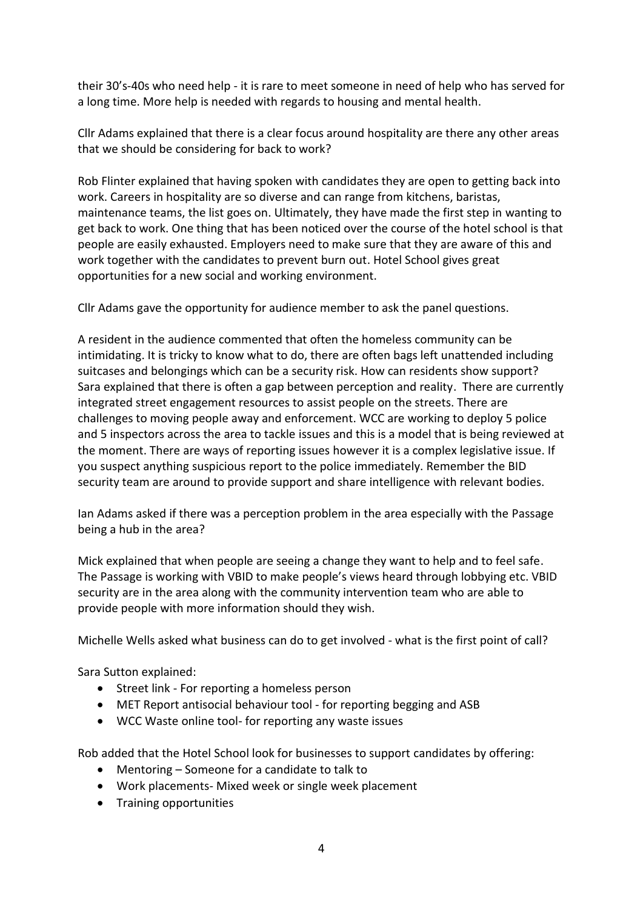their 30's-40s who need help - it is rare to meet someone in need of help who has served for a long time. More help is needed with regards to housing and mental health.

Cllr Adams explained that there is a clear focus around hospitality are there any other areas that we should be considering for back to work?

Rob Flinter explained that having spoken with candidates they are open to getting back into work. Careers in hospitality are so diverse and can range from kitchens, baristas, maintenance teams, the list goes on. Ultimately, they have made the first step in wanting to get back to work. One thing that has been noticed over the course of the hotel school is that people are easily exhausted. Employers need to make sure that they are aware of this and work together with the candidates to prevent burn out. Hotel School gives great opportunities for a new social and working environment.

Cllr Adams gave the opportunity for audience member to ask the panel questions.

A resident in the audience commented that often the homeless community can be intimidating. It is tricky to know what to do, there are often bags left unattended including suitcases and belongings which can be a security risk. How can residents show support? Sara explained that there is often a gap between perception and reality. There are currently integrated street engagement resources to assist people on the streets. There are challenges to moving people away and enforcement. WCC are working to deploy 5 police and 5 inspectors across the area to tackle issues and this is a model that is being reviewed at the moment. There are ways of reporting issues however it is a complex legislative issue. If you suspect anything suspicious report to the police immediately. Remember the BID security team are around to provide support and share intelligence with relevant bodies.

Ian Adams asked if there was a perception problem in the area especially with the Passage being a hub in the area?

Mick explained that when people are seeing a change they want to help and to feel safe. The Passage is working with VBID to make people's views heard through lobbying etc. VBID security are in the area along with the community intervention team who are able to provide people with more information should they wish.

Michelle Wells asked what business can do to get involved - what is the first point of call?

Sara Sutton explained:

- Street link - For reporting a homeless person
- MET Report antisocial behaviour tool - for reporting begging and ASB
- WCC Waste online tool- for reporting any waste issues

Rob added that the Hotel School look for businesses to support candidates by offering:

- Mentoring – Someone for a candidate to talk to
- Work placements- Mixed week or single week placement
- Training opportunities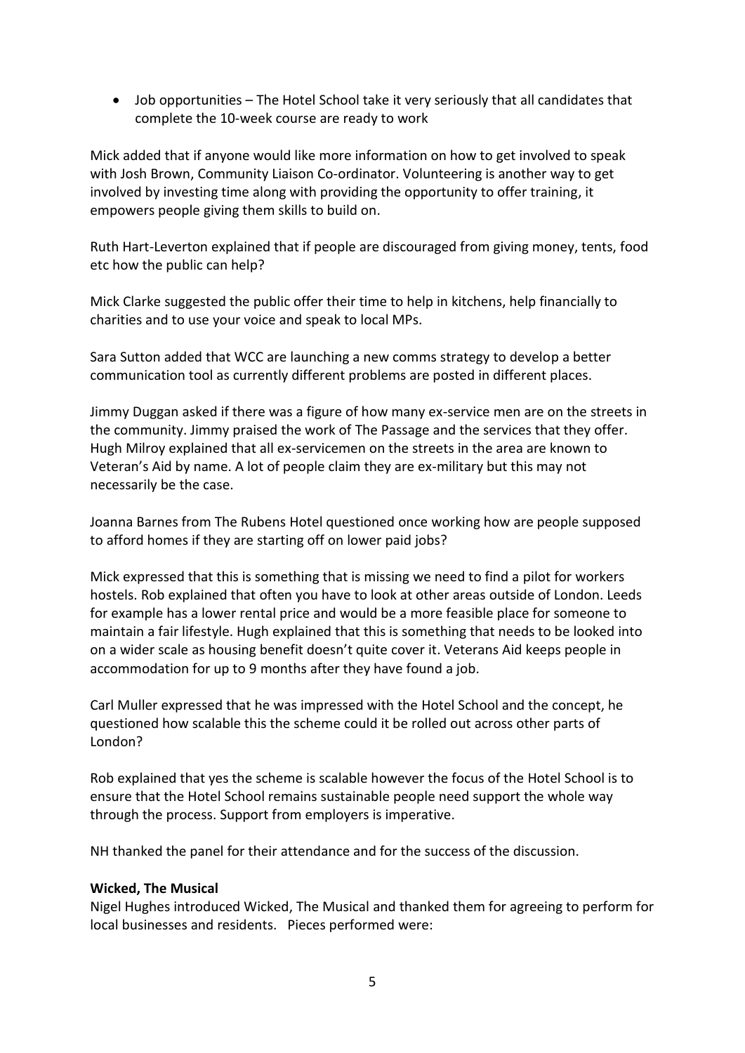- Job opportunities – The Hotel School take it very seriously that all candidates that complete the 10-week course are ready to work

Mick added that if anyone would like more information on how to get involved to speak with Josh Brown, Community Liaison Co-ordinator. Volunteering is another way to get involved by investing time along with providing the opportunity to offer training, it empowers people giving them skills to build on.

Ruth Hart-Leverton explained that if people are discouraged from giving money, tents, food etc how the public can help?

Mick Clarke suggested the public offer their time to help in kitchens, help financially to charities and to use your voice and speak to local MPs.

Sara Sutton added that WCC are launching a new comms strategy to develop a better communication tool as currently different problems are posted in different places.

Jimmy Duggan asked if there was a figure of how many ex-service men are on the streets in the community. Jimmy praised the work of The Passage and the services that they offer. Hugh Milroy explained that all ex-servicemen on the streets in the area are known to Veteran's Aid by name. A lot of people claim they are ex-military but this may not necessarily be the case.

Joanna Barnes from The Rubens Hotel questioned once working how are people supposed to afford homes if they are starting off on lower paid jobs?

Mick expressed that this is something that is missing we need to find a pilot for workers hostels. Rob explained that often you have to look at other areas outside of London. Leeds for example has a lower rental price and would be a more feasible place for someone to maintain a fair lifestyle. Hugh explained that this is something that needs to be looked into on a wider scale as housing benefit doesn't quite cover it. Veterans Aid keeps people in accommodation for up to 9 months after they have found a job.

Carl Muller expressed that he was impressed with the Hotel School and the concept, he questioned how scalable this the scheme could it be rolled out across other parts of London?

Rob explained that yes the scheme is scalable however the focus of the Hotel School is to ensure that the Hotel School remains sustainable people need support the whole way through the process. Support from employers is imperative.

NH thanked the panel for their attendance and for the success of the discussion.

**Wicked, The Musical**
Nigel Hughes introduced Wicked, The Musical and thanked them for agreeing to perform for local businesses and residents. Pieces performed were: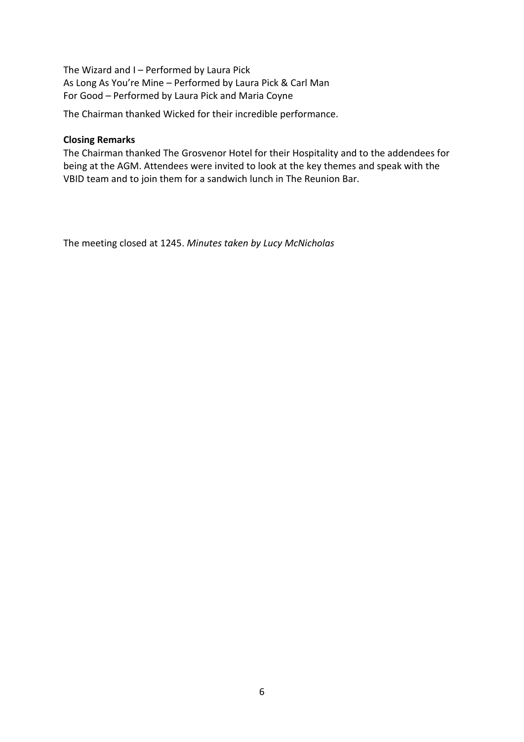The Wizard and I – Performed by Laura Pick
As Long As You're Mine – Performed by Laura Pick & Carl Man
For Good – Performed by Laura Pick and Maria Coyne

The Chairman thanked Wicked for their incredible performance.

**Closing Remarks**

The Chairman thanked The Grosvenor Hotel for their Hospitality and to the addendees for being at the AGM. Attendees were invited to look at the key themes and speak with the VBID team and to join them for a sandwich lunch in The Reunion Bar.

The meeting closed at 1245. *Minutes taken by Lucy McNicholas*